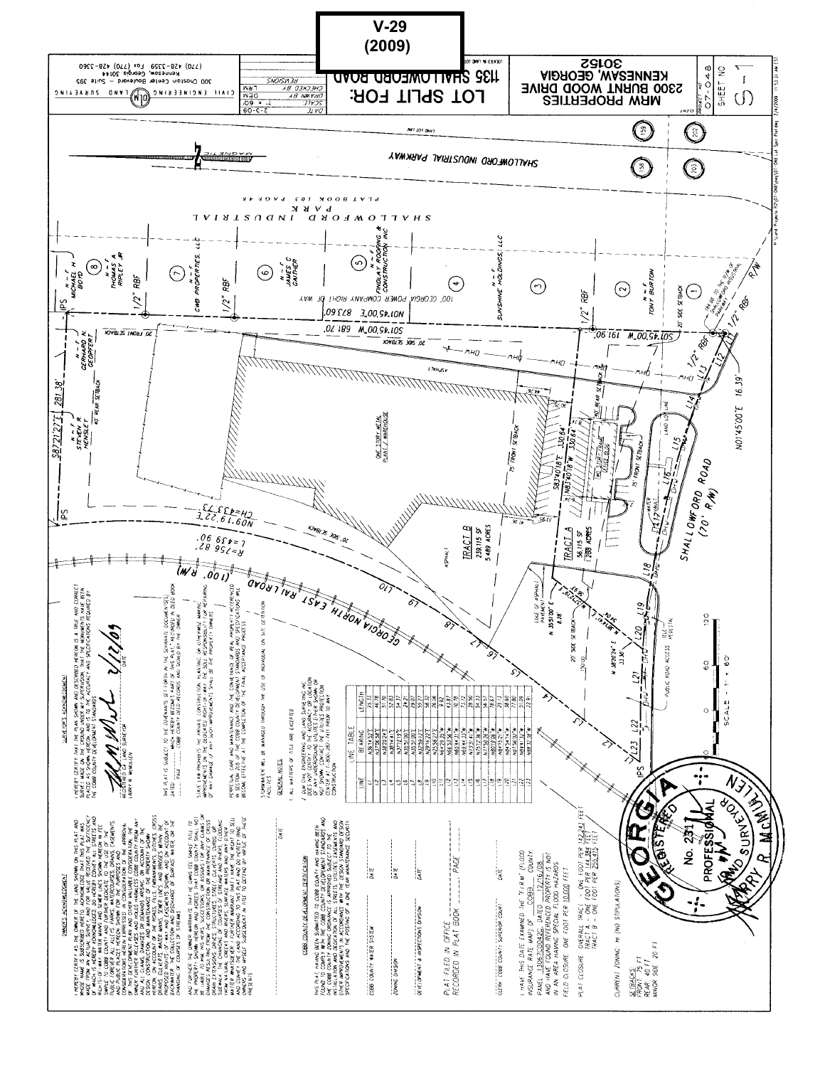# V-29 (2009)

## LOT SPLIT FOR:

**MRW PROPERTIES**
2300 BURNT WOOD DRIVE
KENNESAW, GEORGIA
30152

1135 SHALLOWFORD ROAD

LOCATED IN LAND LOT

DATE 2-5-09
SCALE 1" = 60'
DRAWN BY DEM
CHECKED BY LRM
REVISIONS

PROJECT NO. 07-048
SHEET NO. S-1

CIVIL ENGINEERING (GLM) LAND SURVEYING
300 Chastain Center Boulevard – Suite 395
Kennesaw, Georgia 30144
(770) 428-3359 Fax (770) 428-3360

SHALLOWFORD INDUSTRIAL PARKWAY

SHALLOWFORD INDUSTRIAL PARK
PLAT BOOK 103 PAGE 48

SHALLOWFORD ROAD (70' R/W)

GEORGIA NORTH EAST RAILROAD (100' R/W)

100' GEORGIA POWER COMPANY RIGHT OF WAY

TRACT A
56,115 SF
1.288 ACRES

TRACT B
239,115 SF
5.489 ACRES

ONE STORY METAL PLANT / WAREHOUSE

ONE STORY BRICK OFFICE BLDG.

N/F MICHAEL H. BOYD (8)
N/F THOMAS A. RIPLEY JR (7)
CMB PROPERTIES, LLC
N/F JAMES C. GAITHER (6)
N/F FINDLAY ROOFING & CONSTRUCTION INC (5)
(4)
N/F SUNSHINE HOLDINGS, LLC (3)
N/F TONY BURTON (2)
(1)
N/F GERHARD N. GEOFFERT
N/F STEVEN R. HENSLEY

S87°21'27"E 281.38'
N01°45'00"E 873.60'
S01°45'00"W 689.70'
S01°45'00"W 191.90'
N01°45'00"E 16.39'
S83°40'18"E 330.64'
N83°40'18"W 330.64'
CH=433.73 N09°16'22"E
L=439.90 R=756.82
N 35°51'00" E 8.88
N 38°20'24" E 11.90

20' FRONT SETBACK
20' SIDE SETBACK
40' REAR SETBACK
75' FRONT SETBACK
1/2" RBF
IPS

SCALE – 1" = 60'

| LINE | BEARING | LENGTH |
|---|---|---|
| L1 | N38°14'42"E | 25.33 |
| L2 | N32°08'34"E | 48.77 |
| L3 | N38°20'24"E | 51.70 |
| L4 | N38°14'47"E | 52.83 |
| L5 | N37°32'15"E | 54.37 |
| L6 | N30°51'00"E | 24.21 |
| L7 | N36°51'00"E | 29.07 |
| L8 | N30°29'22"E | 53.77 |
| L9 | N28°18'23"E | 58.52 |
| L10 | N25°38'27"E | 26.06 |
| L11 | N64°29'32"W | 8.92 |
| L12 | N81°53'26"W | 63.87 |
| L13 | N85°11'28"W | 10.78 |
| L14 | N69°44'32"W | 73.72 |
| L15 | N73°31'47"W | 39.50 |
| L16 | N77°32'42"W | 54.53 |
| L17 | N77°50'26"W | 54.53 |
| L18 | N80°18'38"W | 78.67 |
| L19 | N84°15'57"W | 25.13 |
| L20 | N88°54'47"W | 38.80 |
| L21 | N87°56'02"W | 77.80 |
| L22 | N88°41'47"W | 51.09 |
| L23 | N88°32'36"W | 22.91 |

### OWNER'S ACKNOWLEDGMENT

I HEREBY CERTIFY AS THE OWNER OF THE LAND SHOWN ON THIS PLAT AND WHOSE NAME IS SUBSCRIBED HERETO, ACKNOWLEDGE THAT THIS PLAT WAS MADE FROM AN ACTUAL SURVEY, AND FOR THE VALUE RECEIVED THE SUFFICIENCY OF WHICH IS HEREBY ACKNOWLEDGED, DO HEREBY CONVEY ALL STREETS AND RIGHTS-OF-WAY, WATER MAINS AND SEWER LINES SHOWN HEREON IN FEE SIMPLE TO COBB COUNTY AND FURTHER DEDICATE TO THE USE OF THE PUBLIC FOREVER ALL ALLEYS, PARKS, WATERCOURSES, DRAINS, EASEMENTS, AND PUBLIC PLACES HEREON SHOWN FOR THE PURPOSES AND CONSIDERATIONS HEREIN EXPRESSED. IN CONSIDERATION OF THE APPROVAL OF THIS DEVELOPMENT PLAN AND OTHER VALUABLE CONSIDERATION, THE OWNER FURTHER RELEASES AND HOLDS HARMLESS COBB COUNTY FROM ANY AND ALL CLAIMS, DAMAGES OR DEMANDS ARISING ON ACCOUNT OF THE DESIGN, CONSTRUCTION, AND MAINTENANCE OF THE PROPERTY SHOWN HEREON, ON ACCOUNT OF THE ROADS, FILLS, EMBANKMENTS, DITCHES, CROSS DRAINS, CULVERTS, WATER MAINS, SEWER LINES, AND BRIDGES WITHIN THE PROPOSED RIGHTS-OF-WAY AND EASEMENTS SHOWN, AND ON ACCOUNT OF BACKWATER, THE COLLECTION AND DISCHARGE OF SURFACE WATER, OR THE CHANGING OF COURSES OF STREAMS.

AND FURTHER, THE OWNER WARRANTS THAT HE OWNS FEE SIMPLE TITLE TO THE PROPERTY SHOWN HEREON AND AGREES THAT COBB COUNTY SHALL NOT BE LIABLE TO HIM, HIS HEIRS, SUCCESSORS, OR ASSIGNS FOR ANY CLAIMS OR DAMAGES RESULTING FROM THE CONSTRUCTION OR MAINTENANCE OF CROSS DRAIN EXTENSIONS, DRIVES, STRUCTURES, STREETS, CULVERTS, CURBS, OR SIDEWALKS, THE CHANGING OF COURSES OF STREAMS AND RIVERS, FLOODING FROM NATURAL CREEKS AND RIVERS, SURFACE WATERS AND ANY OTHER MATTER WHATSOEVER. I FURTHER WARRANT THAT I HAVE THE RIGHT TO SELL AND CONVEY THE LAND ACCORDING TO THIS PLAT AND DO HEREBY BIND MYSELF AND OWNERS SUBSEQUENT IN TITLE TO DEFEND BY VIRTUE OF THESE PRESENTS.

_______________ DATE

### COBB COUNTY DEVELOPMENT CERTIFICATION

THIS PLAT, HAVING BEEN SUBMITTED TO COBB COUNTY AND HAVING BEEN FOUND TO COMPLY WITH THE COBB COUNTY DEVELOPMENT STANDARDS AND THE COBB COUNTY ZONING ORDINANCE, IS APPROVED SUBJECT TO THE INSTALLATION AND DEDICATION OF ALL STREETS, UTILITIES, EASEMENTS AND OTHER IMPROVEMENTS IN ACCORDANCE WITH THE DESIGN STANDARD DESIGN SPECIFICATIONS AND THE POSTING OF A ONE YEAR MAINTENANCE SECURITY.

COBB COUNTY WATER SYSTEM _______ DATE

ZONING DIVISION _______ DATE

DEVELOPMENT & INSPECTIONS DIVISION _______ DATE

PLAT FILED IN OFFICE _______
RECORDED IN PLAT BOOK _______ PAGE _______

CLERK, COBB COUNTY SUPERIOR COURT _______ DATE

I HAVE THIS DATE EXAMINED THE "F.I.R.M." (FLOOD INSURANCE RATE MAP) OF COBB COUNTY PANEL 13067C0042G DATED 12/16/08 AND HAVE FOUND REFERENCED PROPERTY IS NOT IN AN AREA HAVING SPECIAL FLOOD HAZARDS.

FIELD CLOSURE: ONE FOOT PER 10,000 FEET

PLAT CLOSURE: OVERALL TRACT - ONE FOOT PER 142,244 FEET
TRACT A - ONE FOOT PER 44,244 FEET
TRACT B - ONE FOOT PER 226,419 FEET

CURRENT ZONING: HI (NO STIPULATIONS)

SETBACKS:
FRONT 75 FT
REAR 40 FT
MINOR SIDE 20 FT

### SURVEYOR'S ACKNOWLEDGMENT

I HEREBY CERTIFY THAT THE PLAN SHOWN AND DESCRIBED HEREON IS A TRUE AND CORRECT SURVEY MADE ON THE GROUND UNDER MY SUPERVISION, THAT THE MONUMENTS HAVE BEEN PLACED AS SHOWN HEREON, AND TO THE VALUE ACCURACY AND SPECIFICATIONS REQUIRED BY THE COBB COUNTY DEVELOPMENT STANDARDS.

REGISTERED GA. LAND SURVEYOR — LARRY R. McMULLEN — DATE 2/12/09

THIS PLAT IS SUBJECT TO THE COVENANTS SET FORTH IN THE SEPARATE DOCUMENT(S) DATED _______ WHICH HEREBY BECOME A PART OF THIS PLAT, RECORDED IN DEED BOOK _______ PAGE _______ COBB COUNTY DEED RECORDS AND SIGNED BY THE OWNER.

STATE LAW PROHIBITS THE PRIVATE CONSTRUCTION, PLANTING OR OTHERWISE MAKING IMPROVEMENTS ON THE DEDICATED RIGHT-OF-WAY. THE SOLE RESPONSIBILITY FOR REPAIRING OF ANY DAMAGE OF ANY SUCH IMPROVEMENTS SHALL BE THE PROPERTY OWNERS.

PERPETUAL CARE AND MAINTENANCE AND THE CONVEYANCE OF REAL PROPERTY REFERENCED IN SECTION _______ OF THE COBB COUNTY DEVELOPMENT STANDARDS AND SPECIFICATIONS WILL BECOME EFFECTIVE AT THE COMPLETION OF THE FINAL ACCEPTANCE PROCESS.

STORMWATER WILL BE MANAGED THROUGH THE USE OF INDIVIDUAL ON SITE DETENTION FACILITIES.

### GENERAL NOTES

1. ALL MATTERS OF TITLE ARE EXCEPTED.
2. GLM CIVIL ENGINEERING AND LAND SURVEYING INC DOES NOT CERTIFY TO THE PRESENCE OR LOCATION OF ANY UNDERGROUND UTILITIES EITHER SHOWN OR NOT SHOWN. CONTACT THE UTILITIES PROTECTION CENTER AT 1-800-282-7411 PRIOR TO ANY CONSTRUCTION.

GEORGIA REGISTERED PROFESSIONAL LAND SURVEYOR No. 2311 LARRY R. McMULLEN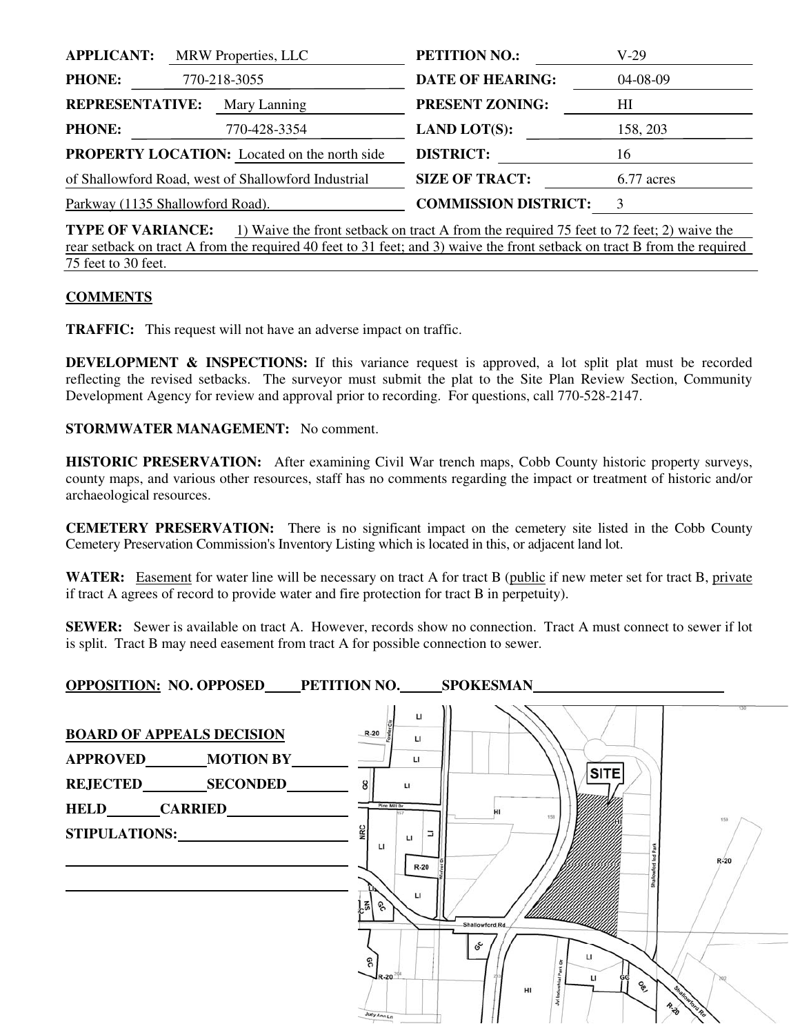| | | | |
|---|---|---|---|
| **APPLICANT:** | MRW Properties, LLC | **PETITION NO.:** | V-29 |
| **PHONE:** | 770-218-3055 | **DATE OF HEARING:** | 04-08-09 |
| **REPRESENTATIVE:** | Mary Lanning | **PRESENT ZONING:** | HI |
| **PHONE:** | 770-428-3354 | **LAND LOT(S):** | 158, 203 |
| **PROPERTY LOCATION:** | Located on the north side of Shallowford Road, west of Shallowford Industrial Parkway (1135 Shallowford Road). | **DISTRICT:** | 16 |
| | | **SIZE OF TRACT:** | 6.77 acres |
| | | **COMMISSION DISTRICT:** | 3 |

**TYPE OF VARIANCE:** 1) Waive the front setback on tract A from the required 75 feet to 72 feet; 2) waive the rear setback on tract A from the required 40 feet to 31 feet; and 3) waive the front setback on tract B from the required 75 feet to 30 feet.

## COMMENTS

**TRAFFIC:** This request will not have an adverse impact on traffic.

**DEVELOPMENT & INSPECTIONS:** If this variance request is approved, a lot split plat must be recorded reflecting the revised setbacks. The surveyor must submit the plat to the Site Plan Review Section, Community Development Agency for review and approval prior to recording. For questions, call 770-528-2147.

**STORMWATER MANAGEMENT:** No comment.

**HISTORIC PRESERVATION:** After examining Civil War trench maps, Cobb County historic property surveys, county maps, and various other resources, staff has no comments regarding the impact or treatment of historic and/or archaeological resources.

**CEMETERY PRESERVATION:** There is no significant impact on the cemetery site listed in the Cobb County Cemetery Preservation Commission's Inventory Listing which is located in this, or adjacent land lot.

**WATER:** Easement for water line will be necessary on tract A for tract B (public if new meter set for tract B, private if tract A agrees of record to provide water and fire protection for tract B in perpetuity).

**SEWER:** Sewer is available on tract A. However, records show no connection. Tract A must connect to sewer if lot is split. Tract B may need easement from tract A for possible connection to sewer.

**OPPOSITION:** **NO. OPPOSED**_____ **PETITION NO.**_____ **SPOKESMAN**__________

**BOARD OF APPEALS DECISION**

**APPROVED**________ **MOTION BY**________

**REJECTED**________ **SECONDED**________

**HELD**________ **CARRIED**________

**STIPULATIONS:**________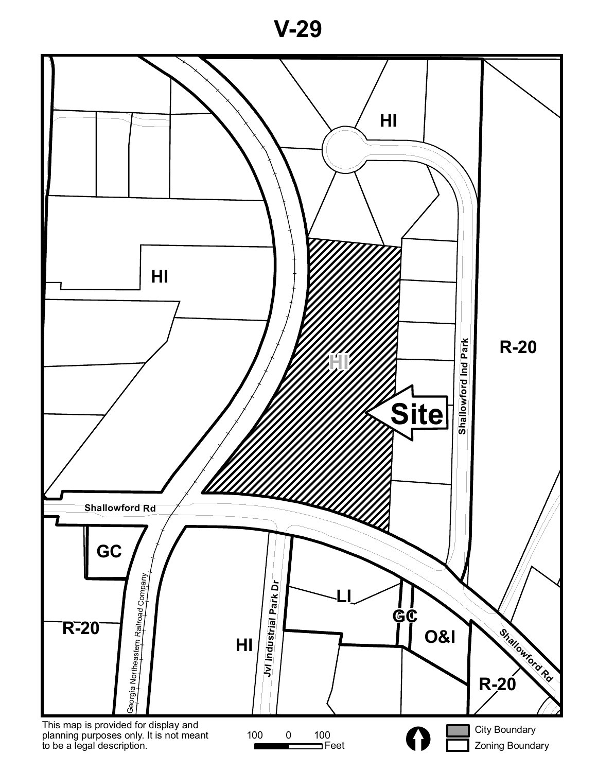# V-29

HI

HI

HI

Site

Shallowford Ind Park

R-20

Shallowford Rd

GC

LI

GC

O&I

R-20

HI

Jvl Industrial Park Dr

Georgia Northeastern Railroad Company

Shallowford Rd

R-20

This map is provided for display and planning purposes only. It is not meant to be a legal description.

100 0 100 Feet

City Boundary

Zoning Boundary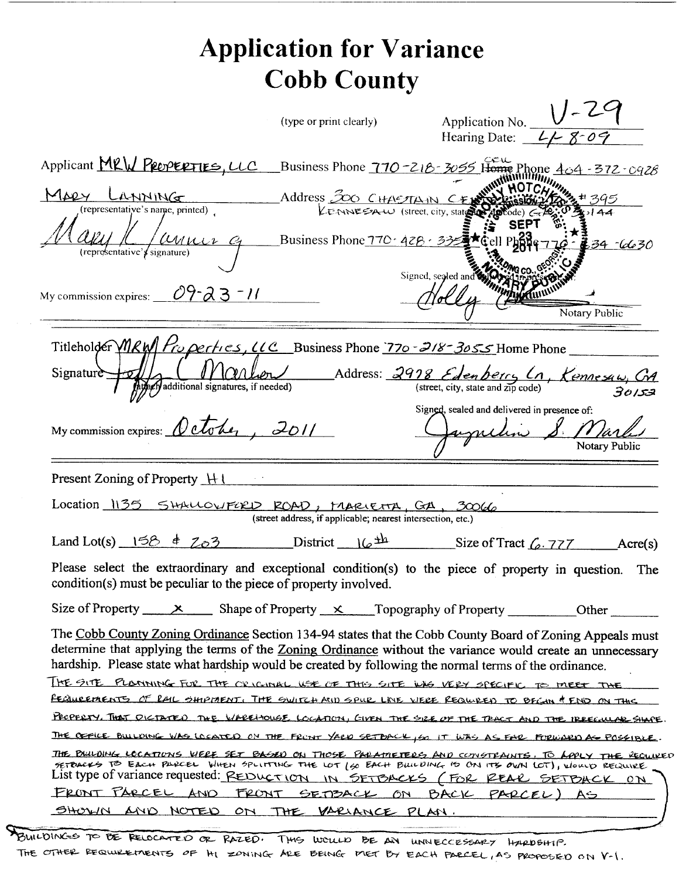# Application for Variance
# Cobb County

(type or print clearly)

Application No. V-29
Hearing Date: 4-8-09

Applicant MRW PROPERTIES, LLC Business Phone 770-218-3055 Cell Phone 404-372-0928

MARY LANNING
(representative's name, printed)

Address 300 CHASTAIN CENTER # 395 KENNESAW (street, city, state and zip code) GA 30144

Mary K Lanning
(representative's signature)

Business Phone 770-428-3353 Cell Phone 770-634-6630

My commission expires: 09-23-11

Signed, sealed and delivered in presence of:
Holly [signature]
Notary Public

Titleholder MRW Properties, LLC Business Phone 770-218-3055 Home Phone

Signature [signature]
(attach additional signatures, if needed)

Address: 2978 Edenberry Ln, Kennesaw, GA 30152
(street, city, state and zip code)

My commission expires: October, 2011

Signed, sealed and delivered in presence of:
Jacqueline S. Marlow
Notary Public

Present Zoning of Property H1

Location 1135 SHALLOWFORD ROAD, MARIETTA, GA, 30066
(street address, if applicable; nearest intersection, etc.)

Land Lot(s) 158 & 203 District 16th Size of Tract 6.777 Acre(s)

Please select the extraordinary and exceptional condition(s) to the piece of property in question. The condition(s) must be peculiar to the piece of property involved.

Size of Property X Shape of Property X Topography of Property ____ Other ____

The Cobb County Zoning Ordinance Section 134-94 states that the Cobb County Board of Zoning Appeals must determine that applying the terms of the Zoning Ordinance without the variance would create an unnecessary hardship. Please state what hardship would be created by following the normal terms of the ordinance.

THE SITE PLANNING FOR THE ORIGINAL USE OF THIS SITE WAS VERY SPECIFIC TO MEET THE REQUIREMENTS OF RAIL SHIPMENT. THE SWITCH AND SPUR LINE WERE REQUIRED TO BEGIN & END ON THIS PROPERTY. THAT DICTATED THE WAREHOUSE LOCATION, GIVEN THE SIZE OF THE TRACT AND THE IRREGULAR SHAPE. THE OFFICE BUILDING WAS LOCATED ON THE FRONT YARD SETBACK, SO IT WAS AS FAR FORWARD AS POSSIBLE. THE BUILDING LOCATIONS WERE SET BASED ON THOSE PARAMETERS AND CONSTRAINTS. TO APPLY THE REQUIRED SETBACKS TO EACH PARCEL WHEN SPLITTING THE LOT (SO EACH BUILDING IS ON ITS OWN LOT), WOULD REQUIRE BUILDINGS TO BE RELOCATED OR RAZED. THIS WOULD BE AN UNNECESSARY HARDSHIP. THE OTHER REQUIREMENTS OF H1 ZONING ARE BEING MET BY EACH PARCEL, AS PROPOSED ON V-1.

List type of variance requested: REDUCTION IN SETBACKS (FOR REAR SETBACK ON FRONT PARCEL AND FRONT SETBACK ON BACK PARCEL) AS SHOWN AND NOTED ON THE VARIANCE PLAN.